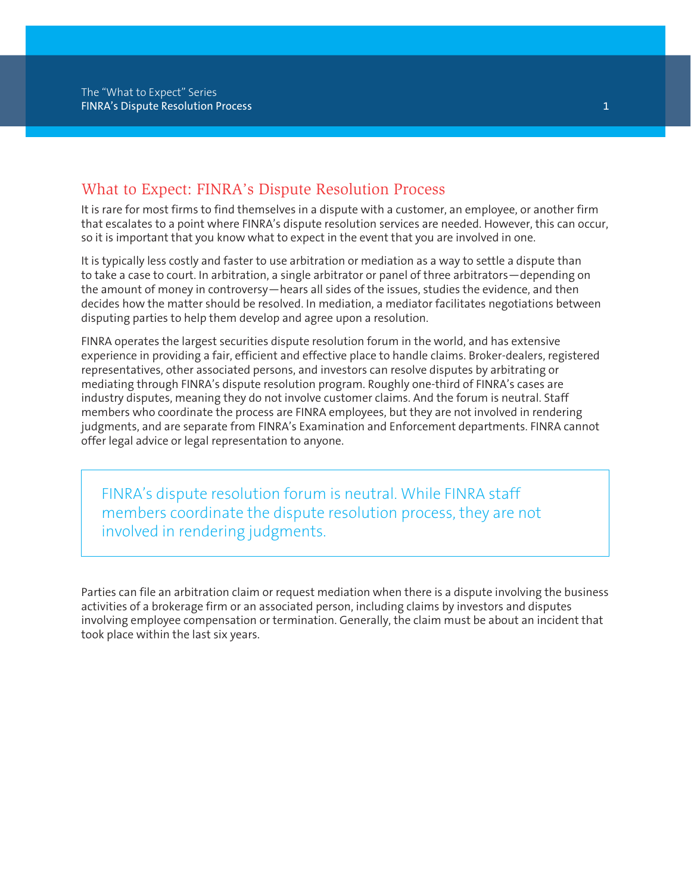# What to Expect: FINRA's Dispute Resolution Process

It is rare for most firms to find themselves in a dispute with a customer, an employee, or another firm that escalates to a point where FINRA's dispute resolution services are needed. However, this can occur, so it is important that you know what to expect in the event that you are involved in one.

It is typically less costly and faster to use arbitration or mediation as a way to settle a dispute than to take a case to court. In arbitration, a single arbitrator or panel of three arbitrators—depending on the amount of money in controversy—hears all sides of the issues, studies the evidence, and then decides how the matter should be resolved. In mediation, a mediator facilitates negotiations between disputing parties to help them develop and agree upon a resolution.

FINRA operates the largest securities dispute resolution forum in the world, and has extensive experience in providing a fair, efficient and effective place to handle claims. Broker-dealers, registered representatives, other associated persons, and investors can resolve disputes by arbitrating or mediating through FINRA's dispute resolution program. Roughly one-third of FINRA's cases are industry disputes, meaning they do not involve customer claims. And the forum is neutral. Staff members who coordinate the process are FINRA employees, but they are not involved in rendering judgments, and are separate from FINRA's Examination and Enforcement departments. FINRA cannot offer legal advice or legal representation to anyone.

> FINRA's dispute resolution forum is neutral. While FINRA staff members coordinate the dispute resolution process, they are not involved in rendering judgments.

Parties can file an arbitration claim or request mediation when there is a dispute involving the business activities of a brokerage firm or an associated person, including claims by investors and disputes involving employee compensation or termination. Generally, the claim must be about an incident that took place within the last six years.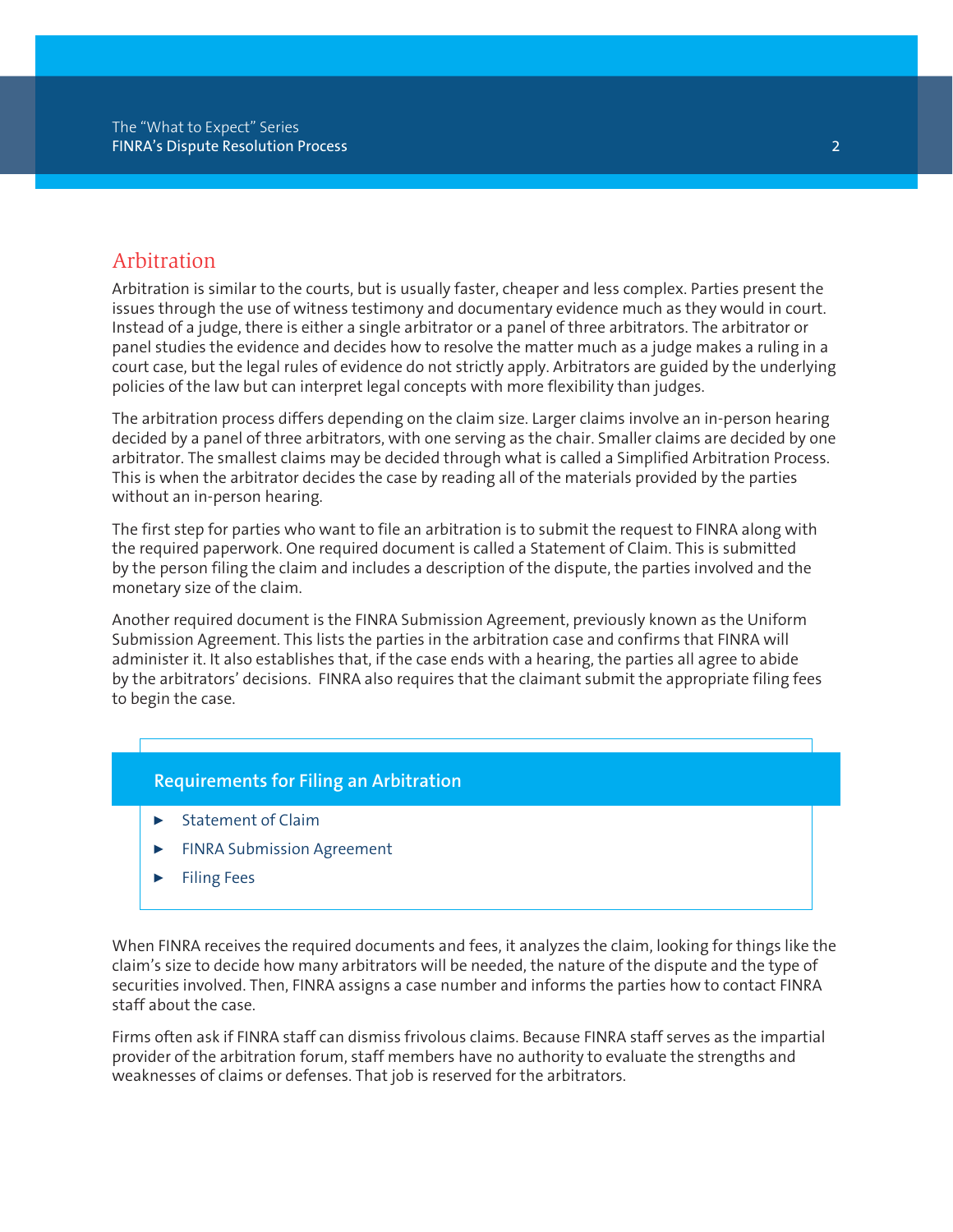## Arbitration

Arbitration is similar to the courts, but is usually faster, cheaper and less complex. Parties present the issues through the use of witness testimony and documentary evidence much as they would in court. Instead of a judge, there is either a single arbitrator or a panel of three arbitrators. The arbitrator or panel studies the evidence and decides how to resolve the matter much as a judge makes a ruling in a court case, but the legal rules of evidence do not strictly apply. Arbitrators are guided by the underlying policies of the law but can interpret legal concepts with more flexibility than judges.

The arbitration process differs depending on the claim size. Larger claims involve an in-person hearing decided by a panel of three arbitrators, with one serving as the chair. Smaller claims are decided by one arbitrator. The smallest claims may be decided through what is called a Simplified Arbitration Process. This is when the arbitrator decides the case by reading all of the materials provided by the parties without an in-person hearing.

The first step for parties who want to file an arbitration is to submit the request to FINRA along with the required paperwork. One required document is called a Statement of Claim. This is submitted by the person filing the claim and includes a description of the dispute, the parties involved and the monetary size of the claim.

Another required document is the FINRA Submission Agreement, previously known as the Uniform Submission Agreement. This lists the parties in the arbitration case and confirms that FINRA will administer it. It also establishes that, if the case ends with a hearing, the parties all agree to abide by the arbitrators' decisions. FINRA also requires that the claimant submit the appropriate filing fees to begin the case.

**Requirements for Filing an Arbitration**

- Statement of Claim
- FINRA Submission Agreement
- Filing Fees

When FINRA receives the required documents and fees, it analyzes the claim, looking for things like the claim's size to decide how many arbitrators will be needed, the nature of the dispute and the type of securities involved. Then, FINRA assigns a case number and informs the parties how to contact FINRA staff about the case.

Firms often ask if FINRA staff can dismiss frivolous claims. Because FINRA staff serves as the impartial provider of the arbitration forum, staff members have no authority to evaluate the strengths and weaknesses of claims or defenses. That job is reserved for the arbitrators.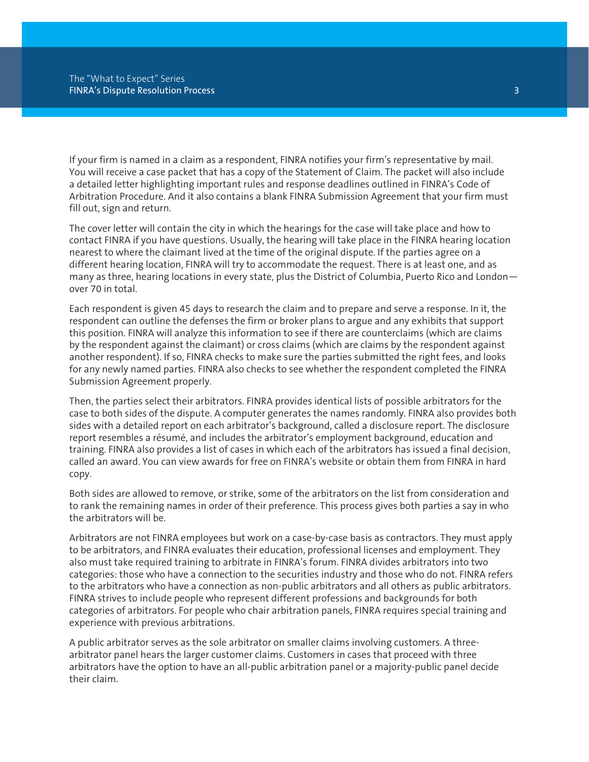If your firm is named in a claim as a respondent, FINRA notifies your firm's representative by mail. You will receive a case packet that has a copy of the Statement of Claim. The packet will also include a detailed letter highlighting important rules and response deadlines outlined in FINRA's Code of Arbitration Procedure. And it also contains a blank FINRA Submission Agreement that your firm must fill out, sign and return.

The cover letter will contain the city in which the hearings for the case will take place and how to contact FINRA if you have questions. Usually, the hearing will take place in the FINRA hearing location nearest to where the claimant lived at the time of the original dispute. If the parties agree on a different hearing location, FINRA will try to accommodate the request. There is at least one, and as many as three, hearing locations in every state, plus the District of Columbia, Puerto Rico and London—over 70 in total.

Each respondent is given 45 days to research the claim and to prepare and serve a response. In it, the respondent can outline the defenses the firm or broker plans to argue and any exhibits that support this position. FINRA will analyze this information to see if there are counterclaims (which are claims by the respondent against the claimant) or cross claims (which are claims by the respondent against another respondent). If so, FINRA checks to make sure the parties submitted the right fees, and looks for any newly named parties. FINRA also checks to see whether the respondent completed the FINRA Submission Agreement properly.

Then, the parties select their arbitrators. FINRA provides identical lists of possible arbitrators for the case to both sides of the dispute. A computer generates the names randomly. FINRA also provides both sides with a detailed report on each arbitrator's background, called a disclosure report. The disclosure report resembles a résumé, and includes the arbitrator's employment background, education and training. FINRA also provides a list of cases in which each of the arbitrators has issued a final decision, called an award. You can view awards for free on FINRA's website or obtain them from FINRA in hard copy.

Both sides are allowed to remove, or strike, some of the arbitrators on the list from consideration and to rank the remaining names in order of their preference. This process gives both parties a say in who the arbitrators will be.

Arbitrators are not FINRA employees but work on a case-by-case basis as contractors. They must apply to be arbitrators, and FINRA evaluates their education, professional licenses and employment. They also must take required training to arbitrate in FINRA's forum. FINRA divides arbitrators into two categories: those who have a connection to the securities industry and those who do not. FINRA refers to the arbitrators who have a connection as non-public arbitrators and all others as public arbitrators. FINRA strives to include people who represent different professions and backgrounds for both categories of arbitrators. For people who chair arbitration panels, FINRA requires special training and experience with previous arbitrations.

A public arbitrator serves as the sole arbitrator on smaller claims involving customers. A three-arbitrator panel hears the larger customer claims. Customers in cases that proceed with three arbitrators have the option to have an all-public arbitration panel or a majority-public panel decide their claim.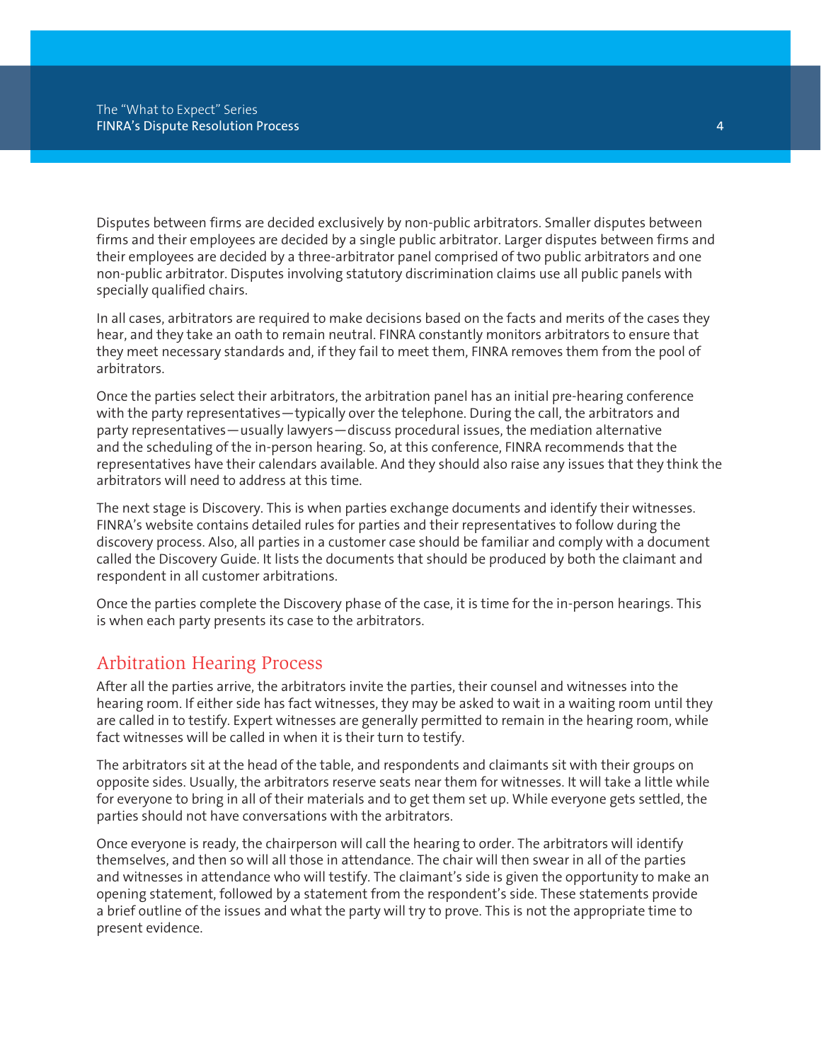Disputes between firms are decided exclusively by non-public arbitrators. Smaller disputes between firms and their employees are decided by a single public arbitrator. Larger disputes between firms and their employees are decided by a three-arbitrator panel comprised of two public arbitrators and one non-public arbitrator. Disputes involving statutory discrimination claims use all public panels with specially qualified chairs.

In all cases, arbitrators are required to make decisions based on the facts and merits of the cases they hear, and they take an oath to remain neutral. FINRA constantly monitors arbitrators to ensure that they meet necessary standards and, if they fail to meet them, FINRA removes them from the pool of arbitrators.

Once the parties select their arbitrators, the arbitration panel has an initial pre-hearing conference with the party representatives—typically over the telephone. During the call, the arbitrators and party representatives—usually lawyers—discuss procedural issues, the mediation alternative and the scheduling of the in-person hearing. So, at this conference, FINRA recommends that the representatives have their calendars available. And they should also raise any issues that they think the arbitrators will need to address at this time.

The next stage is Discovery. This is when parties exchange documents and identify their witnesses. FINRA's website contains detailed rules for parties and their representatives to follow during the discovery process. Also, all parties in a customer case should be familiar and comply with a document called the Discovery Guide. It lists the documents that should be produced by both the claimant and respondent in all customer arbitrations.

Once the parties complete the Discovery phase of the case, it is time for the in-person hearings. This is when each party presents its case to the arbitrators.

## Arbitration Hearing Process

After all the parties arrive, the arbitrators invite the parties, their counsel and witnesses into the hearing room. If either side has fact witnesses, they may be asked to wait in a waiting room until they are called in to testify. Expert witnesses are generally permitted to remain in the hearing room, while fact witnesses will be called in when it is their turn to testify.

The arbitrators sit at the head of the table, and respondents and claimants sit with their groups on opposite sides. Usually, the arbitrators reserve seats near them for witnesses. It will take a little while for everyone to bring in all of their materials and to get them set up. While everyone gets settled, the parties should not have conversations with the arbitrators.

Once everyone is ready, the chairperson will call the hearing to order. The arbitrators will identify themselves, and then so will all those in attendance. The chair will then swear in all of the parties and witnesses in attendance who will testify. The claimant's side is given the opportunity to make an opening statement, followed by a statement from the respondent's side. These statements provide a brief outline of the issues and what the party will try to prove. This is not the appropriate time to present evidence.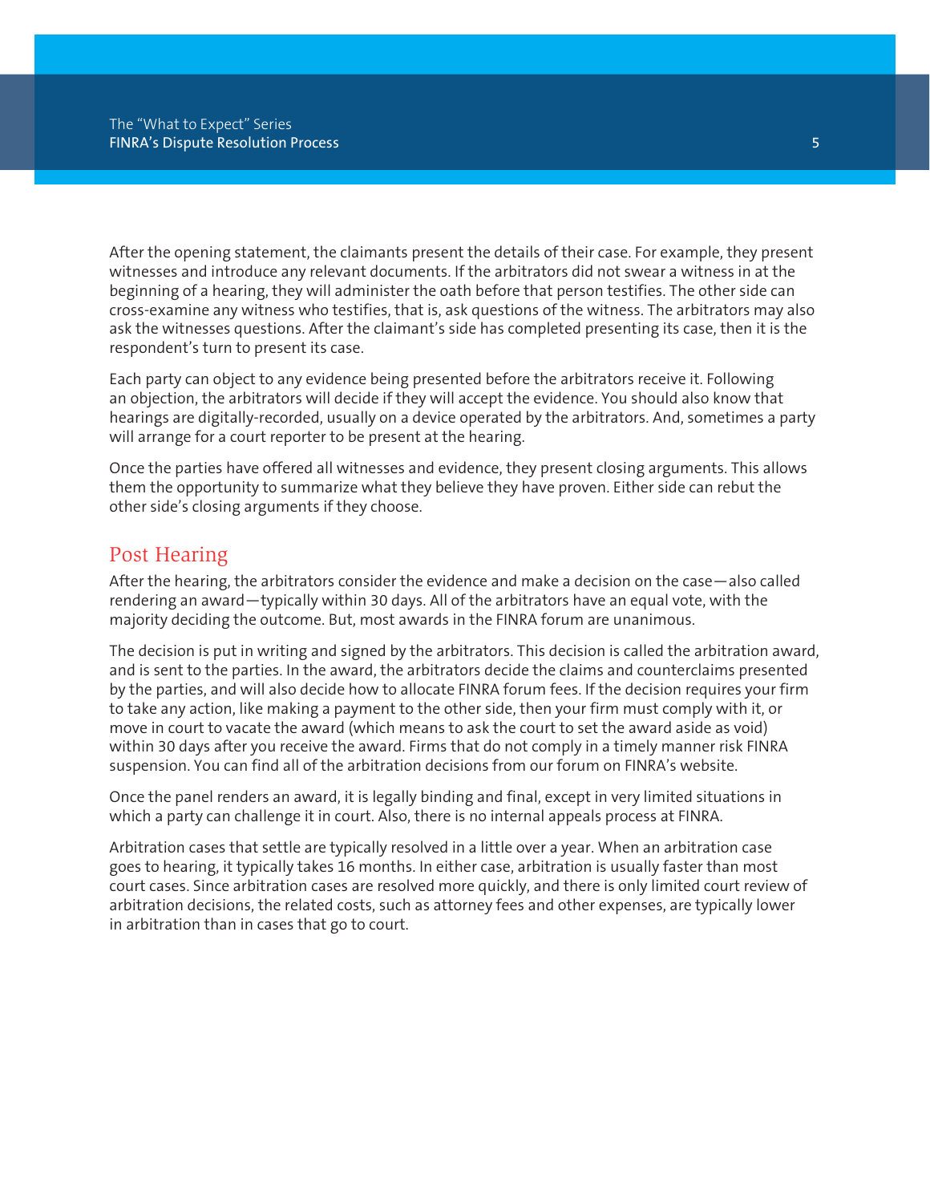After the opening statement, the claimants present the details of their case. For example, they present witnesses and introduce any relevant documents. If the arbitrators did not swear a witness in at the beginning of a hearing, they will administer the oath before that person testifies. The other side can cross-examine any witness who testifies, that is, ask questions of the witness. The arbitrators may also ask the witnesses questions. After the claimant's side has completed presenting its case, then it is the respondent's turn to present its case.

Each party can object to any evidence being presented before the arbitrators receive it. Following an objection, the arbitrators will decide if they will accept the evidence. You should also know that hearings are digitally-recorded, usually on a device operated by the arbitrators. And, sometimes a party will arrange for a court reporter to be present at the hearing.

Once the parties have offered all witnesses and evidence, they present closing arguments. This allows them the opportunity to summarize what they believe they have proven. Either side can rebut the other side's closing arguments if they choose.

## Post Hearing

After the hearing, the arbitrators consider the evidence and make a decision on the case—also called rendering an award—typically within 30 days. All of the arbitrators have an equal vote, with the majority deciding the outcome. But, most awards in the FINRA forum are unanimous.

The decision is put in writing and signed by the arbitrators. This decision is called the arbitration award, and is sent to the parties. In the award, the arbitrators decide the claims and counterclaims presented by the parties, and will also decide how to allocate FINRA forum fees. If the decision requires your firm to take any action, like making a payment to the other side, then your firm must comply with it, or move in court to vacate the award (which means to ask the court to set the award aside as void) within 30 days after you receive the award. Firms that do not comply in a timely manner risk FINRA suspension. You can find all of the arbitration decisions from our forum on FINRA's website.

Once the panel renders an award, it is legally binding and final, except in very limited situations in which a party can challenge it in court. Also, there is no internal appeals process at FINRA.

Arbitration cases that settle are typically resolved in a little over a year. When an arbitration case goes to hearing, it typically takes 16 months. In either case, arbitration is usually faster than most court cases. Since arbitration cases are resolved more quickly, and there is only limited court review of arbitration decisions, the related costs, such as attorney fees and other expenses, are typically lower in arbitration than in cases that go to court.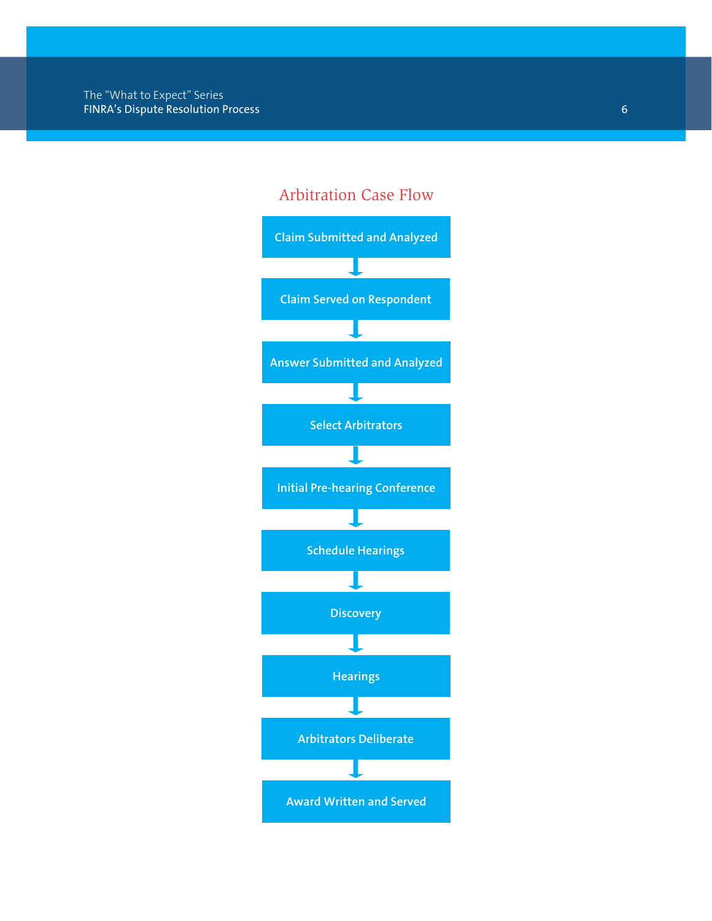## Arbitration Case Flow

1. Claim Submitted and Analyzed
2. Claim Served on Respondent
3. Answer Submitted and Analyzed
4. Select Arbitrators
5. Initial Pre-hearing Conference
6. Schedule Hearings
7. Discovery
8. Hearings
9. Arbitrators Deliberate
10. Award Written and Served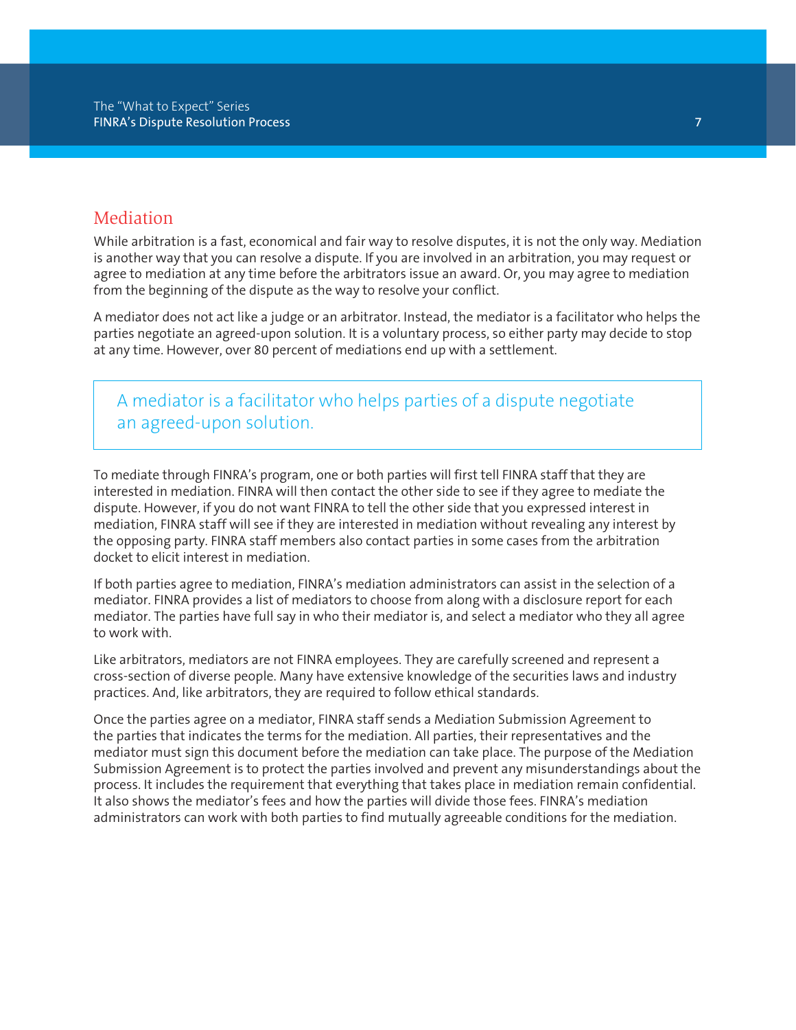## Mediation

While arbitration is a fast, economical and fair way to resolve disputes, it is not the only way. Mediation is another way that you can resolve a dispute. If you are involved in an arbitration, you may request or agree to mediation at any time before the arbitrators issue an award. Or, you may agree to mediation from the beginning of the dispute as the way to resolve your conflict.

A mediator does not act like a judge or an arbitrator. Instead, the mediator is a facilitator who helps the parties negotiate an agreed-upon solution. It is a voluntary process, so either party may decide to stop at any time. However, over 80 percent of mediations end up with a settlement.

> A mediator is a facilitator who helps parties of a dispute negotiate an agreed-upon solution.

To mediate through FINRA's program, one or both parties will first tell FINRA staff that they are interested in mediation. FINRA will then contact the other side to see if they agree to mediate the dispute. However, if you do not want FINRA to tell the other side that you expressed interest in mediation, FINRA staff will see if they are interested in mediation without revealing any interest by the opposing party. FINRA staff members also contact parties in some cases from the arbitration docket to elicit interest in mediation.

If both parties agree to mediation, FINRA's mediation administrators can assist in the selection of a mediator. FINRA provides a list of mediators to choose from along with a disclosure report for each mediator. The parties have full say in who their mediator is, and select a mediator who they all agree to work with.

Like arbitrators, mediators are not FINRA employees. They are carefully screened and represent a cross-section of diverse people. Many have extensive knowledge of the securities laws and industry practices. And, like arbitrators, they are required to follow ethical standards.

Once the parties agree on a mediator, FINRA staff sends a Mediation Submission Agreement to the parties that indicates the terms for the mediation. All parties, their representatives and the mediator must sign this document before the mediation can take place. The purpose of the Mediation Submission Agreement is to protect the parties involved and prevent any misunderstandings about the process. It includes the requirement that everything that takes place in mediation remain confidential. It also shows the mediator's fees and how the parties will divide those fees. FINRA's mediation administrators can work with both parties to find mutually agreeable conditions for the mediation.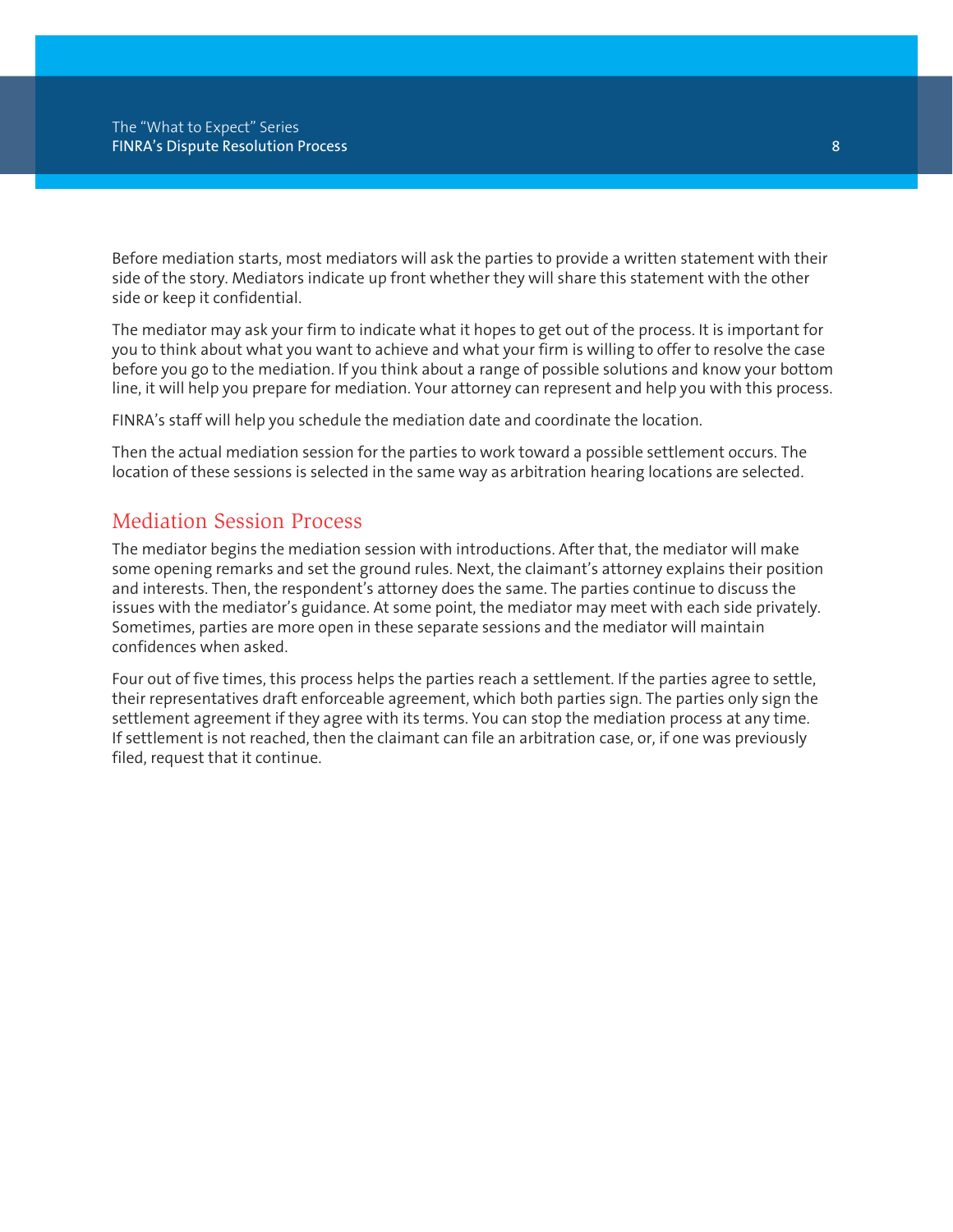Before mediation starts, most mediators will ask the parties to provide a written statement with their side of the story. Mediators indicate up front whether they will share this statement with the other side or keep it confidential.

The mediator may ask your firm to indicate what it hopes to get out of the process. It is important for you to think about what you want to achieve and what your firm is willing to offer to resolve the case before you go to the mediation. If you think about a range of possible solutions and know your bottom line, it will help you prepare for mediation. Your attorney can represent and help you with this process.

FINRA's staff will help you schedule the mediation date and coordinate the location.

Then the actual mediation session for the parties to work toward a possible settlement occurs. The location of these sessions is selected in the same way as arbitration hearing locations are selected.

## Mediation Session Process

The mediator begins the mediation session with introductions. After that, the mediator will make some opening remarks and set the ground rules. Next, the claimant's attorney explains their position and interests. Then, the respondent's attorney does the same. The parties continue to discuss the issues with the mediator's guidance. At some point, the mediator may meet with each side privately. Sometimes, parties are more open in these separate sessions and the mediator will maintain confidences when asked.

Four out of five times, this process helps the parties reach a settlement. If the parties agree to settle, their representatives draft enforceable agreement, which both parties sign. The parties only sign the settlement agreement if they agree with its terms. You can stop the mediation process at any time. If settlement is not reached, then the claimant can file an arbitration case, or, if one was previously filed, request that it continue.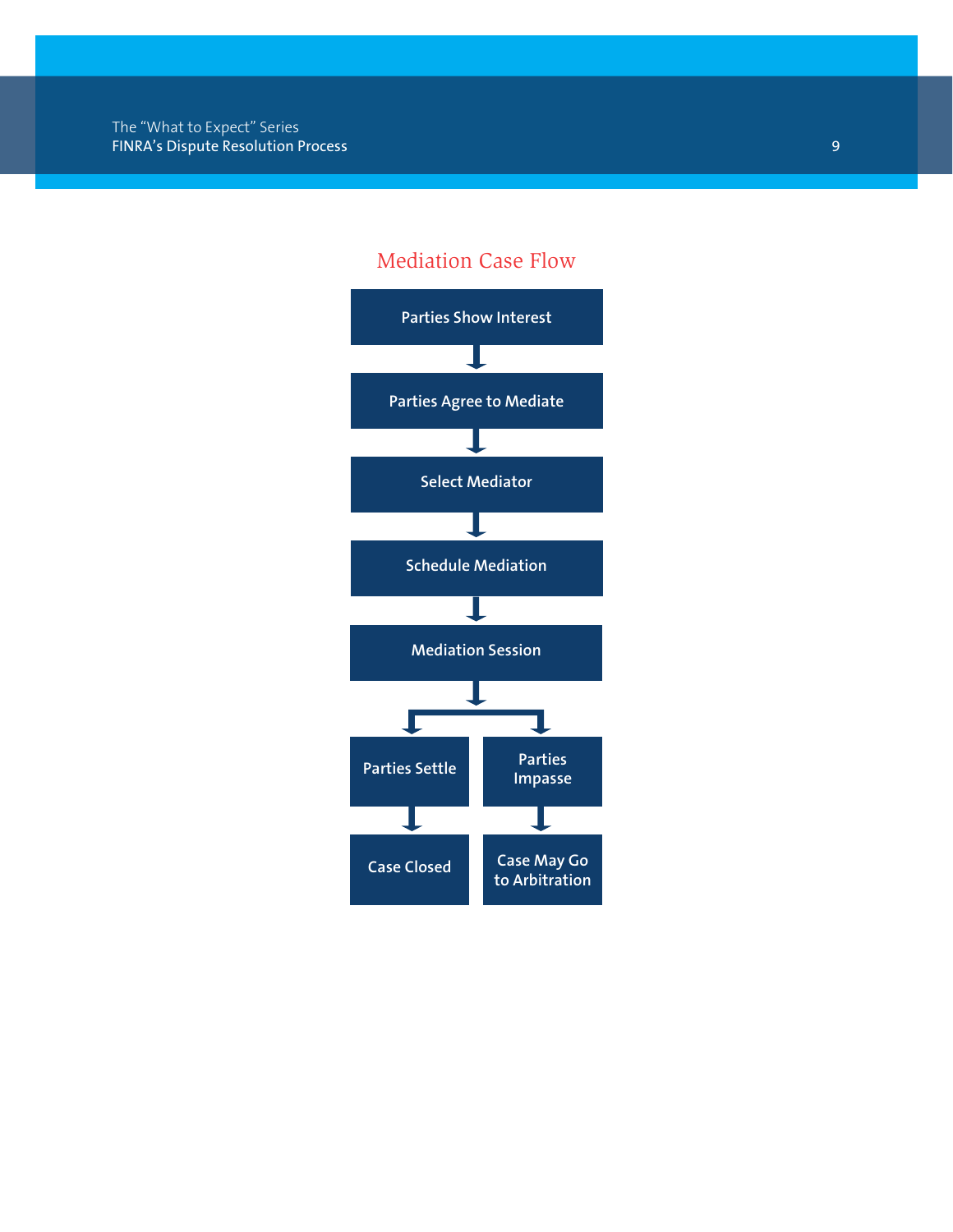## Mediation Case Flow

Parties Show Interest

↓

Parties Agree to Mediate

↓

Select Mediator

↓

Schedule Mediation

↓

Mediation Session

↓

- Parties Settle → Case Closed
- Parties Impasse → Case May Go to Arbitration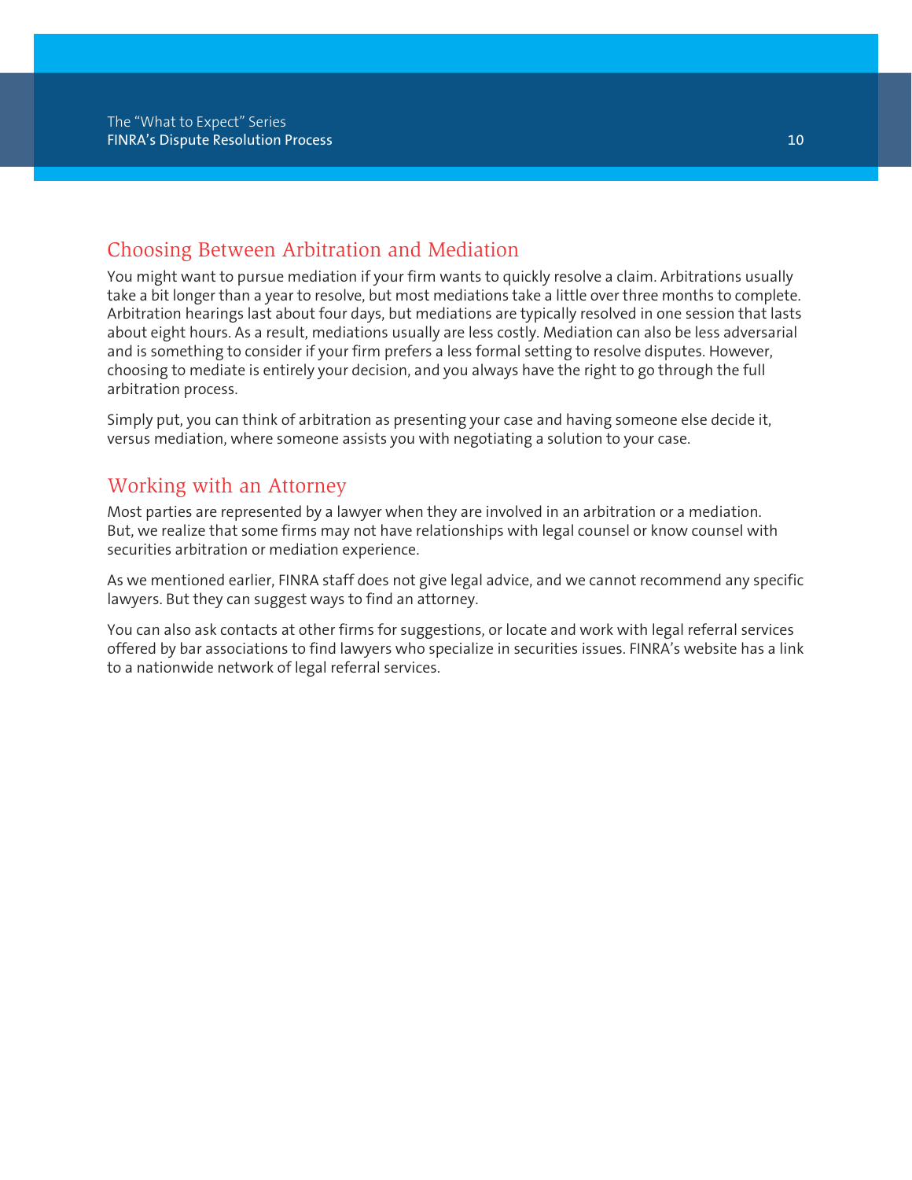## Choosing Between Arbitration and Mediation

You might want to pursue mediation if your firm wants to quickly resolve a claim. Arbitrations usually take a bit longer than a year to resolve, but most mediations take a little over three months to complete. Arbitration hearings last about four days, but mediations are typically resolved in one session that lasts about eight hours. As a result, mediations usually are less costly. Mediation can also be less adversarial and is something to consider if your firm prefers a less formal setting to resolve disputes. However, choosing to mediate is entirely your decision, and you always have the right to go through the full arbitration process.

Simply put, you can think of arbitration as presenting your case and having someone else decide it, versus mediation, where someone assists you with negotiating a solution to your case.

## Working with an Attorney

Most parties are represented by a lawyer when they are involved in an arbitration or a mediation. But, we realize that some firms may not have relationships with legal counsel or know counsel with securities arbitration or mediation experience.

As we mentioned earlier, FINRA staff does not give legal advice, and we cannot recommend any specific lawyers. But they can suggest ways to find an attorney.

You can also ask contacts at other firms for suggestions, or locate and work with legal referral services offered by bar associations to find lawyers who specialize in securities issues. FINRA's website has a link to a nationwide network of legal referral services.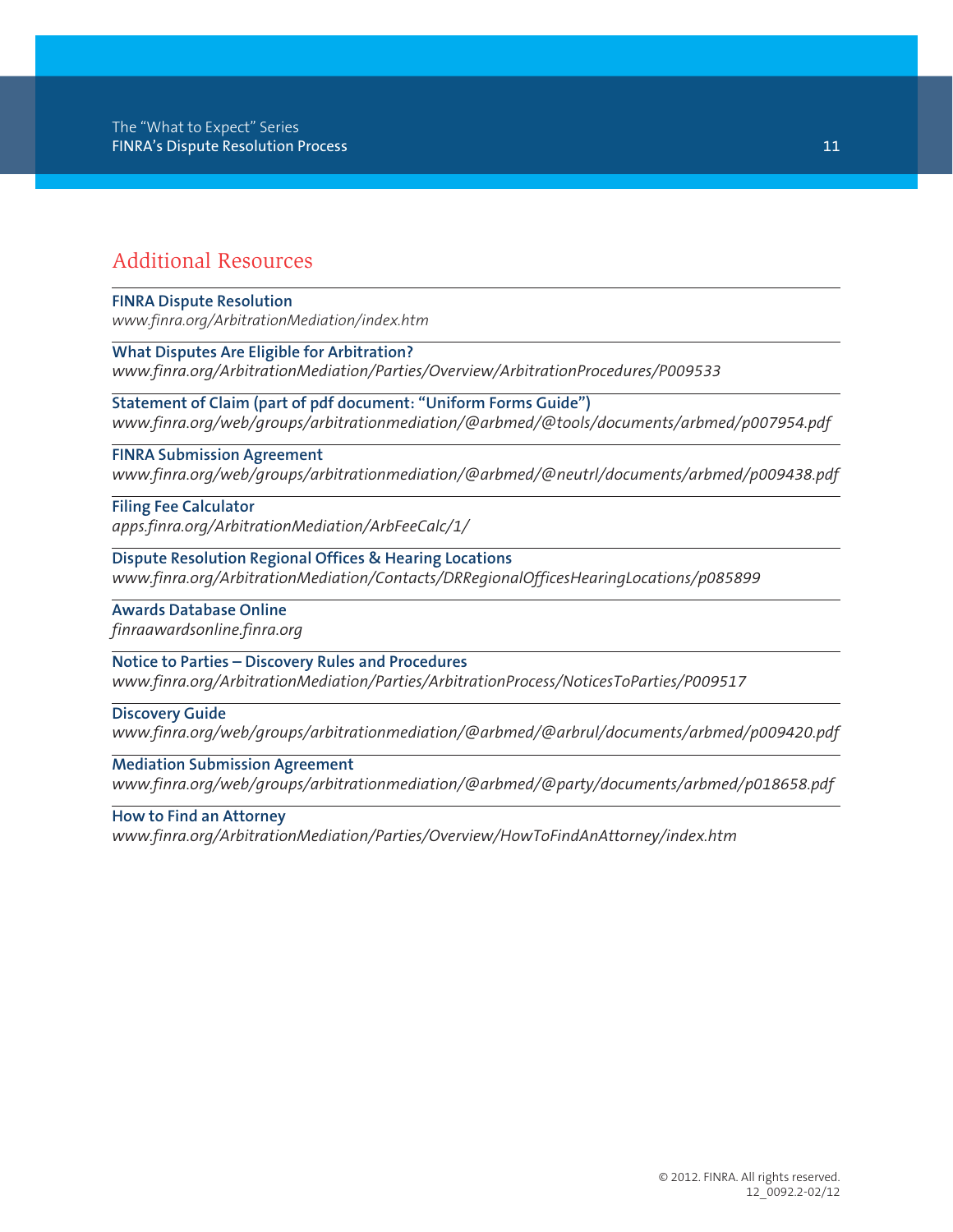## Additional Resources

**FINRA Dispute Resolution**
*www.finra.org/ArbitrationMediation/index.htm*

**What Disputes Are Eligible for Arbitration?**
*www.finra.org/ArbitrationMediation/Parties/Overview/ArbitrationProcedures/P009533*

**Statement of Claim (part of pdf document: "Uniform Forms Guide")**
*www.finra.org/web/groups/arbitrationmediation/@arbmed/@tools/documents/arbmed/p007954.pdf*

**FINRA Submission Agreement**
*www.finra.org/web/groups/arbitrationmediation/@arbmed/@neutrl/documents/arbmed/p009438.pdf*

**Filing Fee Calculator**
*apps.finra.org/ArbitrationMediation/ArbFeeCalc/1/*

**Dispute Resolution Regional Offices & Hearing Locations**
*www.finra.org/ArbitrationMediation/Contacts/DRRegionalOfficesHearingLocations/p085899*

**Awards Database Online**
*finraawardsonline.finra.org*

**Notice to Parties – Discovery Rules and Procedures**
*www.finra.org/ArbitrationMediation/Parties/ArbitrationProcess/NoticesToParties/P009517*

**Discovery Guide**
*www.finra.org/web/groups/arbitrationmediation/@arbmed/@arbrul/documents/arbmed/p009420.pdf*

**Mediation Submission Agreement**
*www.finra.org/web/groups/arbitrationmediation/@arbmed/@party/documents/arbmed/p018658.pdf*

**How to Find an Attorney**
*www.finra.org/ArbitrationMediation/Parties/Overview/HowToFindAnAttorney/index.htm*

© 2012. FINRA. All rights reserved.
12_0092.2-02/12